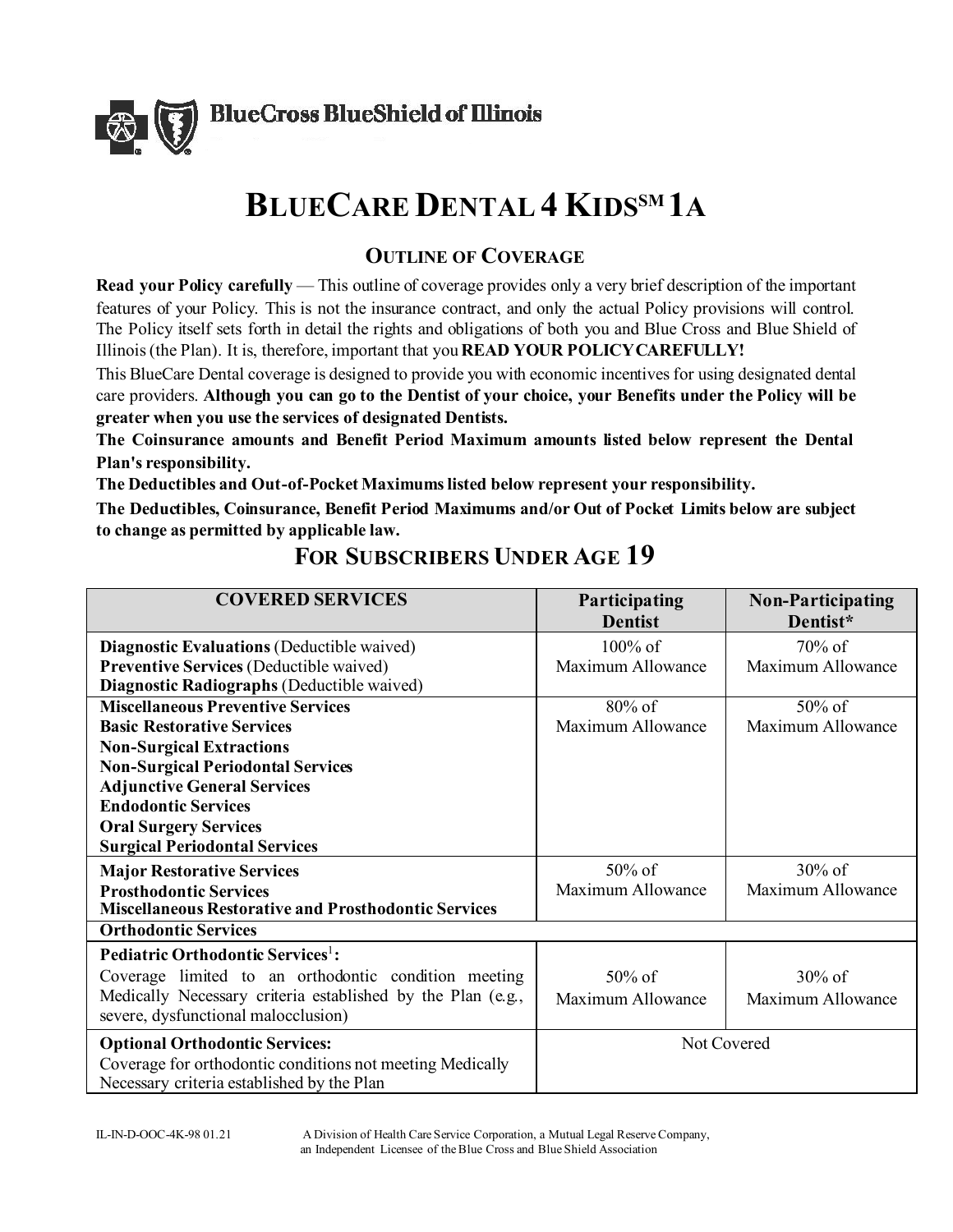BlueCross BlueShield of Illinois

# BLUECARE DENTAL 4 KIDS℠ 1A

## OUTLINE OF COVERAGE

**Read your Policy carefully** — This outline of coverage provides only a very brief description of the important features of your Policy. This is not the insurance contract, and only the actual Policy provisions will control. The Policy itself sets forth in detail the rights and obligations of both you and Blue Cross and Blue Shield of Illinois (the Plan). It is, therefore, important that you **READ YOUR POLICY CAREFULLY!**

This BlueCare Dental coverage is designed to provide you with economic incentives for using designated dental care providers. **Although you can go to the Dentist of your choice, your Benefits under the Policy will be greater when you use the services of designated Dentists.**

**The Coinsurance amounts and Benefit Period Maximum amounts listed below represent the Dental Plan's responsibility.**

**The Deductibles and Out-of-Pocket Maximums listed below represent your responsibility.**

**The Deductibles, Coinsurance, Benefit Period Maximums and/or Out of Pocket Limits below are subject to change as permitted by applicable law.**

## FOR SUBSCRIBERS UNDER AGE 19

| COVERED SERVICES | Participating Dentist | Non-Participating Dentist* |
|---|---|---|
| **Diagnostic Evaluations** (Deductible waived)<br>**Preventive Services** (Deductible waived)<br>**Diagnostic Radiographs** (Deductible waived) | 100% of Maximum Allowance | 70% of Maximum Allowance |
| **Miscellaneous Preventive Services**<br>**Basic Restorative Services**<br>**Non-Surgical Extractions**<br>**Non-Surgical Periodontal Services**<br>**Adjunctive General Services**<br>**Endodontic Services**<br>**Oral Surgery Services**<br>**Surgical Periodontal Services** | 80% of Maximum Allowance | 50% of Maximum Allowance |
| **Major Restorative Services**<br>**Prosthodontic Services**<br>**Miscellaneous Restorative and Prosthodontic Services** | 50% of Maximum Allowance | 30% of Maximum Allowance |
| **Orthodontic Services** | | |
| **Pediatric Orthodontic Services**[1]**:**<br>Coverage limited to an orthodontic condition meeting Medically Necessary criteria established by the Plan (e.g., severe, dysfunctional malocclusion) | 50% of Maximum Allowance | 30% of Maximum Allowance |
| **Optional Orthodontic Services:**<br>Coverage for orthodontic conditions not meeting Medically Necessary criteria established by the Plan | Not Covered | |

IL-IN-D-OOC-4K-98 01.21

A Division of Health Care Service Corporation, a Mutual Legal Reserve Company, an Independent Licensee of the Blue Cross and Blue Shield Association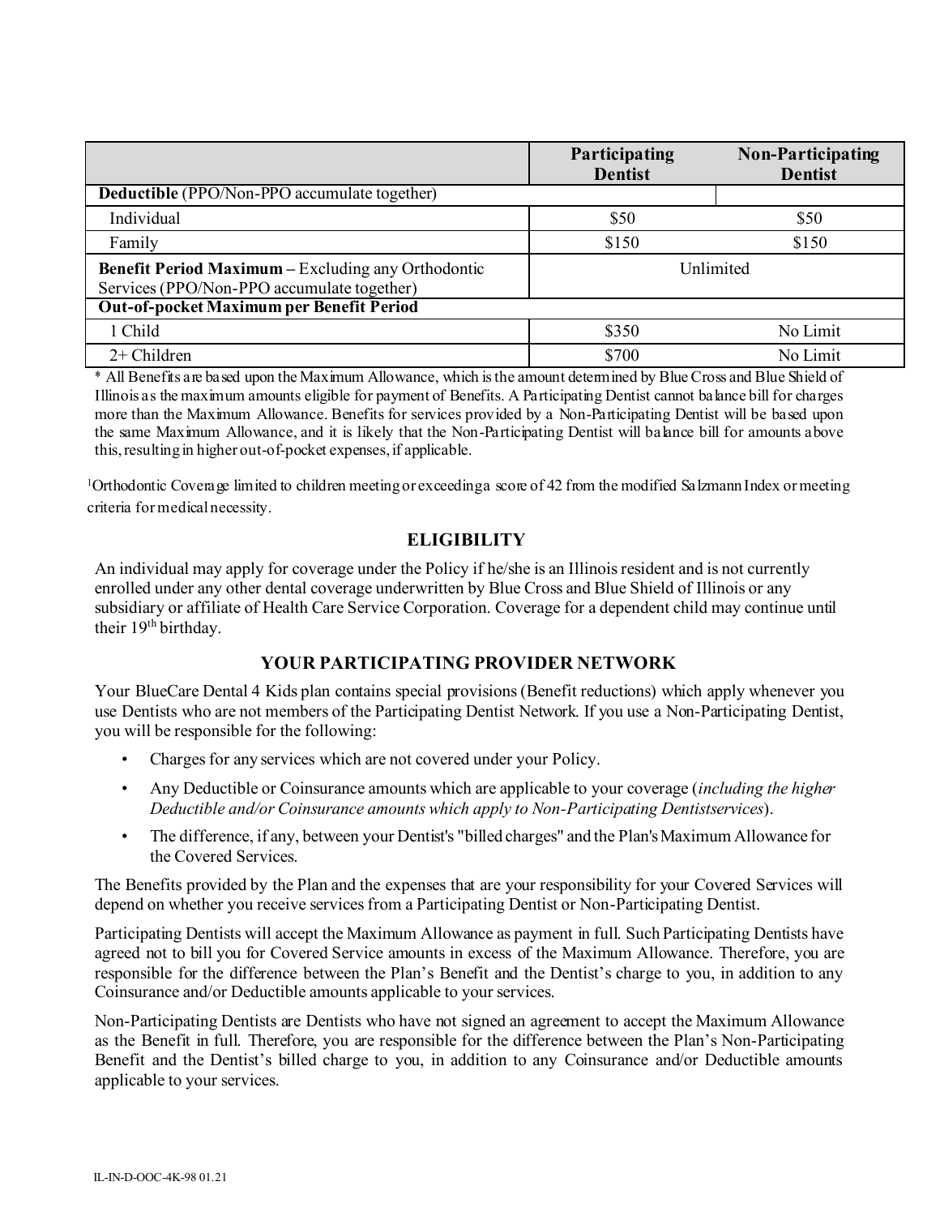| | Participating Dentist | Non-Participating Dentist |
|---|---|---|
| **Deductible** (PPO/Non-PPO accumulate together) | | |
| Individual | $50 | $50 |
| Family | $150 | $150 |
| **Benefit Period Maximum –** Excluding any Orthodontic Services (PPO/Non-PPO accumulate together) | Unlimited | |
| **Out-of-pocket Maximum per Benefit Period** | | |
| 1 Child | $350 | No Limit |
| 2+ Children | $700 | No Limit |

* All Benefits are based upon the Maximum Allowance, which is the amount determined by Blue Cross and Blue Shield of Illinois as the maximum amounts eligible for payment of Benefits. A Participating Dentist cannot balance bill for charges more than the Maximum Allowance. Benefits for services provided by a Non-Participating Dentist will be based upon the same Maximum Allowance, and it is likely that the Non-Participating Dentist will balance bill for amounts above this, resulting in higher out-of-pocket expenses, if applicable.

[1]Orthodontic Coverage limited to children meeting or exceeding a score of 42 from the modified Salzmann Index or meeting criteria for medical necessity.

## ELIGIBILITY

An individual may apply for coverage under the Policy if he/she is an Illinois resident and is not currently enrolled under any other dental coverage underwritten by Blue Cross and Blue Shield of Illinois or any subsidiary or affiliate of Health Care Service Corporation. Coverage for a dependent child may continue until their 19th birthday.

## YOUR PARTICIPATING PROVIDER NETWORK

Your BlueCare Dental 4 Kids plan contains special provisions (Benefit reductions) which apply whenever you use Dentists who are not members of the Participating Dentist Network. If you use a Non-Participating Dentist, you will be responsible for the following:

- Charges for any services which are not covered under your Policy.
- Any Deductible or Coinsurance amounts which are applicable to your coverage (*including the higher Deductible and/or Coinsurance amounts which apply to Non-Participating Dentistservices*).
- The difference, if any, between your Dentist's "billed charges" and the Plan's Maximum Allowance for the Covered Services.

The Benefits provided by the Plan and the expenses that are your responsibility for your Covered Services will depend on whether you receive services from a Participating Dentist or Non-Participating Dentist.

Participating Dentists will accept the Maximum Allowance as payment in full. Such Participating Dentists have agreed not to bill you for Covered Service amounts in excess of the Maximum Allowance. Therefore, you are responsible for the difference between the Plan's Benefit and the Dentist's charge to you, in addition to any Coinsurance and/or Deductible amounts applicable to your services.

Non-Participating Dentists are Dentists who have not signed an agreement to accept the Maximum Allowance as the Benefit in full. Therefore, you are responsible for the difference between the Plan's Non-Participating Benefit and the Dentist's billed charge to you, in addition to any Coinsurance and/or Deductible amounts applicable to your services.

IL-IN-D-OOC-4K-98 01.21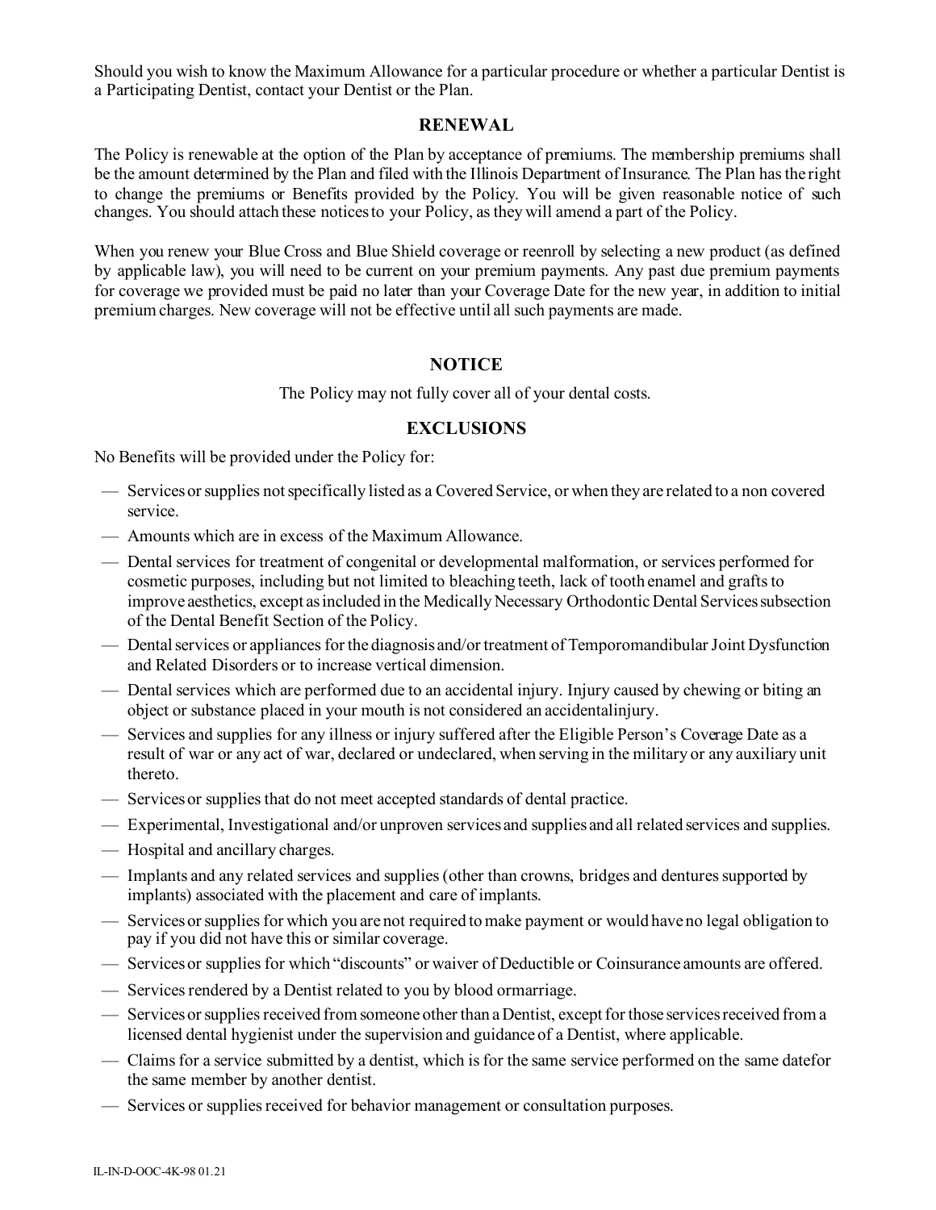Should you wish to know the Maximum Allowance for a particular procedure or whether a particular Dentist is a Participating Dentist, contact your Dentist or the Plan.

## RENEWAL

The Policy is renewable at the option of the Plan by acceptance of premiums. The membership premiums shall be the amount determined by the Plan and filed with the Illinois Department of Insurance. The Plan has the right to change the premiums or Benefits provided by the Policy. You will be given reasonable notice of such changes. You should attach these notices to your Policy, as they will amend a part of the Policy.

When you renew your Blue Cross and Blue Shield coverage or reenroll by selecting a new product (as defined by applicable law), you will need to be current on your premium payments. Any past due premium payments for coverage we provided must be paid no later than your Coverage Date for the new year, in addition to initial premium charges. New coverage will not be effective until all such payments are made.

## NOTICE

The Policy may not fully cover all of your dental costs.

## EXCLUSIONS

No Benefits will be provided under the Policy for:

- Services or supplies not specifically listed as a Covered Service, or when they are related to a non covered service.
- Amounts which are in excess of the Maximum Allowance.
- Dental services for treatment of congenital or developmental malformation, or services performed for cosmetic purposes, including but not limited to bleaching teeth, lack of tooth enamel and grafts to improve aesthetics, except as included in the Medically Necessary Orthodontic Dental Services subsection of the Dental Benefit Section of the Policy.
- Dental services or appliances for the diagnosis and/or treatment of Temporomandibular Joint Dysfunction and Related Disorders or to increase vertical dimension.
- Dental services which are performed due to an accidental injury. Injury caused by chewing or biting an object or substance placed in your mouth is not considered an accidentalinjury.
- Services and supplies for any illness or injury suffered after the Eligible Person's Coverage Date as a result of war or any act of war, declared or undeclared, when serving in the military or any auxiliary unit thereto.
- Services or supplies that do not meet accepted standards of dental practice.
- Experimental, Investigational and/or unproven services and supplies and all related services and supplies.
- Hospital and ancillary charges.
- Implants and any related services and supplies (other than crowns, bridges and dentures supported by implants) associated with the placement and care of implants.
- Services or supplies for which you are not required to make payment or would have no legal obligation to pay if you did not have this or similar coverage.
- Services or supplies for which "discounts" or waiver of Deductible or Coinsurance amounts are offered.
- Services rendered by a Dentist related to you by blood ormarriage.
- Services or supplies received from someone other than a Dentist, except for those services received from a licensed dental hygienist under the supervision and guidance of a Dentist, where applicable.
- Claims for a service submitted by a dentist, which is for the same service performed on the same datefor the same member by another dentist.
- Services or supplies received for behavior management or consultation purposes.

IL-IN-D-OOC-4K-98 01.21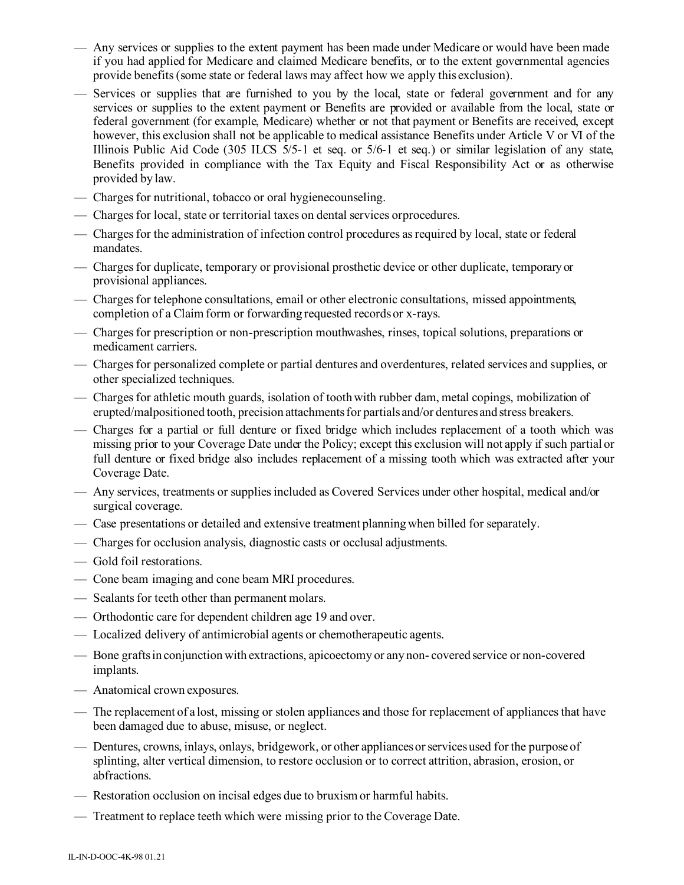- Any services or supplies to the extent payment has been made under Medicare or would have been made if you had applied for Medicare and claimed Medicare benefits, or to the extent governmental agencies provide benefits (some state or federal laws may affect how we apply this exclusion).
- Services or supplies that are furnished to you by the local, state or federal government and for any services or supplies to the extent payment or Benefits are provided or available from the local, state or federal government (for example, Medicare) whether or not that payment or Benefits are received, except however, this exclusion shall not be applicable to medical assistance Benefits under Article V or VI of the Illinois Public Aid Code (305 ILCS 5/5-1 et seq. or 5/6-1 et seq.) or similar legislation of any state, Benefits provided in compliance with the Tax Equity and Fiscal Responsibility Act or as otherwise provided by law.
- Charges for nutritional, tobacco or oral hygienecounseling.
- Charges for local, state or territorial taxes on dental services orprocedures.
- Charges for the administration of infection control procedures as required by local, state or federal mandates.
- Charges for duplicate, temporary or provisional prosthetic device or other duplicate, temporary or provisional appliances.
- Charges for telephone consultations, email or other electronic consultations, missed appointments, completion of a Claim form or forwarding requested records or x-rays.
- Charges for prescription or non-prescription mouthwashes, rinses, topical solutions, preparations or medicament carriers.
- Charges for personalized complete or partial dentures and overdentures, related services and supplies, or other specialized techniques.
- Charges for athletic mouth guards, isolation of tooth with rubber dam, metal copings, mobilization of erupted/malpositioned tooth, precision attachments for partials and/or dentures and stress breakers.
- Charges for a partial or full denture or fixed bridge which includes replacement of a tooth which was missing prior to your Coverage Date under the Policy; except this exclusion will not apply if such partial or full denture or fixed bridge also includes replacement of a missing tooth which was extracted after your Coverage Date.
- Any services, treatments or supplies included as Covered Services under other hospital, medical and/or surgical coverage.
- Case presentations or detailed and extensive treatment planning when billed for separately.
- Charges for occlusion analysis, diagnostic casts or occlusal adjustments.
- Gold foil restorations.
- Cone beam imaging and cone beam MRI procedures.
- Sealants for teeth other than permanent molars.
- Orthodontic care for dependent children age 19 and over.
- Localized delivery of antimicrobial agents or chemotherapeutic agents.
- Bone grafts in conjunction with extractions, apicoectomy or any non- covered service or non-covered implants.
- Anatomical crown exposures.
- The replacement of a lost, missing or stolen appliances and those for replacement of appliances that have been damaged due to abuse, misuse, or neglect.
- Dentures, crowns, inlays, onlays, bridgework, or other appliances or services used for the purpose of splinting, alter vertical dimension, to restore occlusion or to correct attrition, abrasion, erosion, or abfractions.
- Restoration occlusion on incisal edges due to bruxism or harmful habits.
- Treatment to replace teeth which were missing prior to the Coverage Date.

IL-IN-D-OOC-4K-98 01.21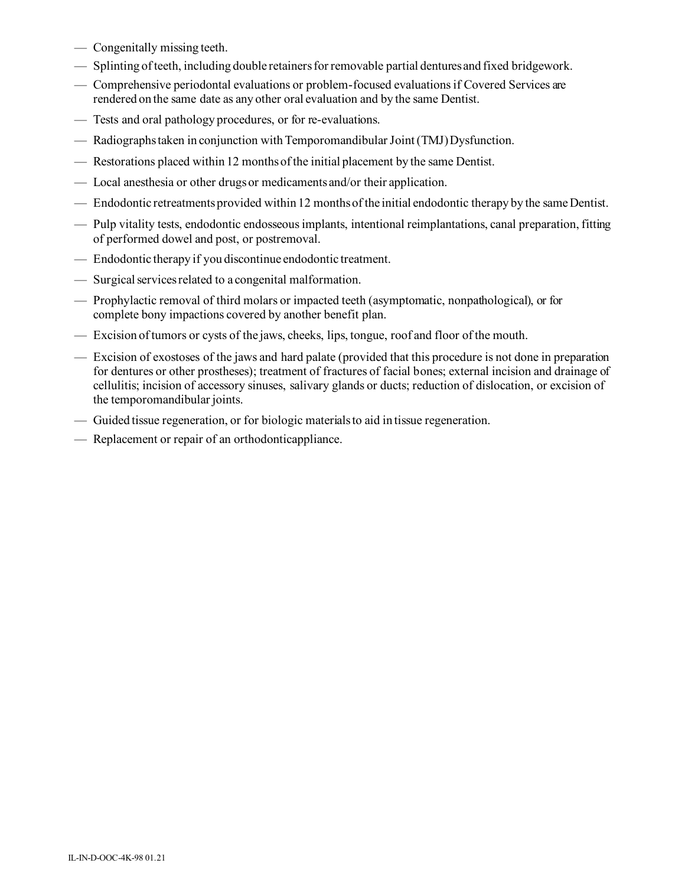- Congenitally missing teeth.
- Splinting of teeth, including double retainers for removable partial dentures and fixed bridgework.
- Comprehensive periodontal evaluations or problem-focused evaluations if Covered Services are rendered on the same date as any other oral evaluation and by the same Dentist.
- Tests and oral pathology procedures, or for re-evaluations.
- Radiographs taken in conjunction with Temporomandibular Joint (TMJ) Dysfunction.
- Restorations placed within 12 months of the initial placement by the same Dentist.
- Local anesthesia or other drugs or medicaments and/or their application.
- Endodontic retreatments provided within 12 months of the initial endodontic therapy by the same Dentist.
- Pulp vitality tests, endodontic endosseous implants, intentional reimplantations, canal preparation, fitting of performed dowel and post, or postremoval.
- Endodontic therapy if you discontinue endodontic treatment.
- Surgical services related to a congenital malformation.
- Prophylactic removal of third molars or impacted teeth (asymptomatic, nonpathological), or for complete bony impactions covered by another benefit plan.
- Excision of tumors or cysts of the jaws, cheeks, lips, tongue, roof and floor of the mouth.
- Excision of exostoses of the jaws and hard palate (provided that this procedure is not done in preparation for dentures or other prostheses); treatment of fractures of facial bones; external incision and drainage of cellulitis; incision of accessory sinuses, salivary glands or ducts; reduction of dislocation, or excision of the temporomandibular joints.
- Guided tissue regeneration, or for biologic materials to aid in tissue regeneration.
- Replacement or repair of an orthodonticappliance.

IL-IN-D-OOC-4K-98 01.21